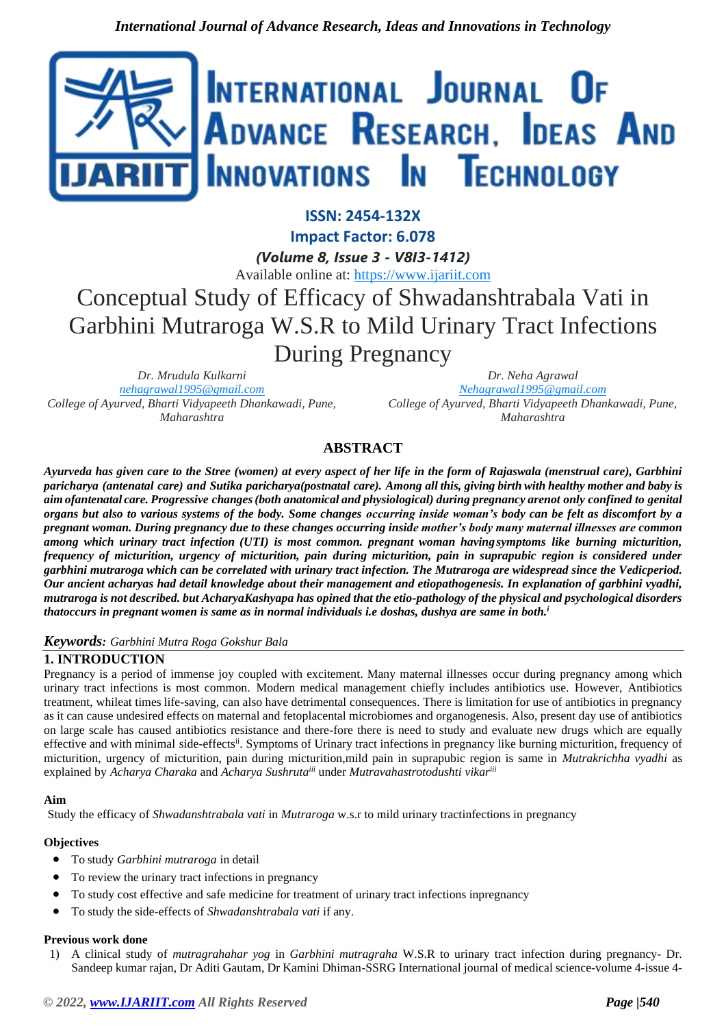ISSN: 2454-132X

Impact Factor: 6.078

*(Volume 8, Issue 3 - V8I3-1412)*

Available online at: https://www.ijariit.com

# Conceptual Study of Efficacy of Shwadanshtrabala Vati in Garbhini Mutraroga W.S.R to Mild Urinary Tract Infections During Pregnancy

*Dr. Mrudula Kulkarni*
nehagrawal1995@gmail.com
*College of Ayurved, Bharti Vidyapeeth Dhankawadi, Pune, Maharashtra*

*Dr. Neha Agrawal*
Nehagrawal1995@gmail.com
*College of Ayurved, Bharti Vidyapeeth Dhankawadi, Pune, Maharashtra*

## ABSTRACT

***Ayurveda has given care to the Stree (women) at every aspect of her life in the form of Rajaswala (menstrual care), Garbhini paricharya (antenatal care) and Sutika paricharya(postnatal care). Among all this, giving birth with healthy mother and baby is aim ofantenatal care. Progressive changes (both anatomical and physiological) during pregnancy arenot only confined to genital organs but also to various systems of the body. Some changes occurring inside woman's body can be felt as discomfort by a pregnant woman. During pregnancy due to these changes occurring inside mother's body many maternal illnesses are common among which urinary tract infection (UTI) is most common. pregnant woman having symptoms like burning micturition, frequency of micturition, urgency of micturition, pain during micturition, pain in suprapubic region is considered under garbhini mutraroga which can be correlated with urinary tract infection. The Mutraroga are widespread since the Vedicperiod. Our ancient acharyas had detail knowledge about their management and etiopathogenesis. In explanation of garbhini vyadhi, mutraroga is not described. but AcharyaKashyapa has opined that the etio-pathology of the physical and psychological disorders thatoccurs in pregnant women is same as in normal individuals i.e doshas, dushya are same in both.[i]***

***Keywords:*** *Garbhini Mutra Roga Gokshur Bala*

## 1. INTRODUCTION

Pregnancy is a period of immense joy coupled with excitement. Many maternal illnesses occur during pregnancy among which urinary tract infections is most common. Modern medical management chiefly includes antibiotics use. However, Antibiotics treatment, whileat times life-saving, can also have detrimental consequences. There is limitation for use of antibiotics in pregnancy as it can cause undesired effects on maternal and fetoplacental microbiomes and organogenesis. Also, present day use of antibiotics on large scale has caused antibiotics resistance and there-fore there is need to study and evaluate new drugs which are equally effective and with minimal side-effects[ii]. Symptoms of Urinary tract infections in pregnancy like burning micturition, frequency of micturition, urgency of micturition, pain during micturition,mild pain in suprapubic region is same in *Mutrakrichha vyadhi* as explained by *Acharya Charaka* and *Acharya Sushruta*[iii] under *Mutravahastrotodushti vikar*[iii]

### Aim

Study the efficacy of *Shwadanshtrabala vati* in *Mutraroga* w.s.r to mild urinary tractinfections in pregnancy

### Objectives

- To study *Garbhini mutraroga* in detail
- To review the urinary tract infections in pregnancy
- To study cost effective and safe medicine for treatment of urinary tract infections inpregnancy
- To study the side-effects of *Shwadanshtrabala vati* if any.

### Previous work done

1) A clinical study of *mutragrahahar yog* in *Garbhini mutragraha* W.S.R to urinary tract infection during pregnancy- Dr. Sandeep kumar rajan, Dr Aditi Gautam, Dr Kamini Dhiman-SSRG International journal of medical science-volume 4-issue 4-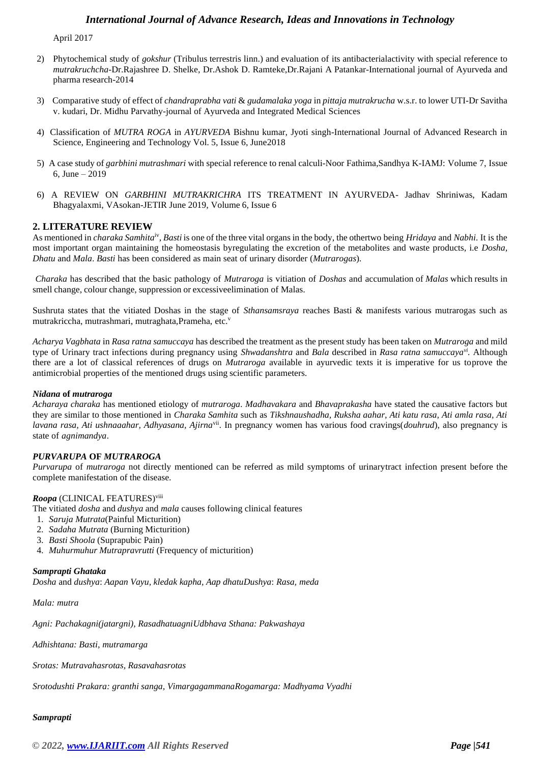April 2017

2) Phytochemical study of *gokshur* (Tribulus terrestris linn.) and evaluation of its antibacterialactivity with special reference to *mutrakruchcha*-Dr.Rajashree D. Shelke, Dr.Ashok D. Ramteke,Dr.Rajani A Patankar-International journal of Ayurveda and pharma research-2014

3) Comparative study of effect of *chandraprabha vati* & *gudamalaka yoga* in *pittaja mutrakrucha* w.s.r. to lower UTI-Dr Savitha v. kudari, Dr. Midhu Parvathy-journal of Ayurveda and Integrated Medical Sciences

4) Classification of *MUTRA ROGA* in *AYURVEDA* Bishnu kumar, Jyoti singh-International Journal of Advanced Research in Science, Engineering and Technology Vol. 5, Issue 6, June2018

5) A case study of *garbhini mutrashmari* with special reference to renal calculi-Noor Fathima,Sandhya K-IAMJ: Volume 7, Issue 6, June – 2019

6) A REVIEW ON *GARBHINI MUTRAKRICHRA* ITS TREATMENT IN AYURVEDA- Jadhav Shriniwas, Kadam Bhagyalaxmi, VAsokan-JETIR June 2019, Volume 6, Issue 6

## 2. LITERATURE REVIEW

As mentioned in *charaka Samhita*[iv], *Basti* is one of the three vital organs in the body, the othertwo being *Hridaya* and *Nabhi*. It is the most important organ maintaining the homeostasis byregulating the excretion of the metabolites and waste products, i.e *Dosha, Dhatu* and *Mala*. *Basti* has been considered as main seat of urinary disorder (*Mutrarogas*).

*Charaka* has described that the basic pathology of *Mutraroga* is vitiation of *Doshas* and accumulation of *Malas* which results in smell change, colour change, suppression or excessiveelimination of Malas.

Sushruta states that the vitiated Doshas in the stage of *Sthansamsraya* reaches Basti & manifests various mutrarogas such as mutrakriccha, mutrashmari, mutraghata,Prameha, etc.[v]

*Acharya Vagbhata* in *Rasa ratna samuccaya* has described the treatment as the present study has been taken on *Mutraroga* and mild type of Urinary tract infections during pregnancy using *Shwadanshtra* and *Bala* described in *Rasa ratna samuccaya*[vi]. Although there are a lot of classical references of drugs on *Mutraroga* available in ayurvedic texts it is imperative for us toprove the antimicrobial properties of the mentioned drugs using scientific parameters.

#### *Nidana* of *mutraroga*

*Acharaya charaka* has mentioned etiology of *mutraroga*. *Madhavakara* and *Bhavaprakasha* have stated the causative factors but they are similar to those mentioned in *Charaka Samhita* such as *Tikshnaushadha, Ruksha aahar, Ati katu rasa, Ati amla rasa, Ati lavana rasa, Ati ushnaaahar, Adhyasana, Ajirna*[vii]. In pregnancy women has various food cravings(*douhrud*), also pregnancy is state of *agnimandya*.

#### *PURVARUPA* OF *MUTRAROGA*

*Purvarupa* of *mutraroga* not directly mentioned can be referred as mild symptoms of urinarytract infection present before the complete manifestation of the disease.

#### *Roopa* (CLINICAL FEATURES)[viii]

The vitiated *dosha* and *dushya* and *mala* causes following clinical features

1. *Saruja Mutrata*(Painful Micturition)
2. *Sadaha Mutrata* (Burning Micturition)
3. *Basti Shoola* (Suprapubic Pain)
4. *Muhurmuhur Mutrapravrutti* (Frequency of micturition)

#### *Samprapti Ghataka*

*Dosha* and *dushya*: *Aapan Vayu, kledak kapha, Aap dhatuDushya*: *Rasa, meda*

*Mala: mutra*

*Agni: Pachakagni(jatargni), RasadhatuagniUdbhava Sthana: Pakwashaya*

*Adhishtana: Basti, mutramarga*

*Srotas: Mutravahasrotas, Rasavahasrotas*

*Srotodushti Prakara: granthi sanga, VimargagammanaRogamarga: Madhyama Vyadhi*

#### *Samprapti*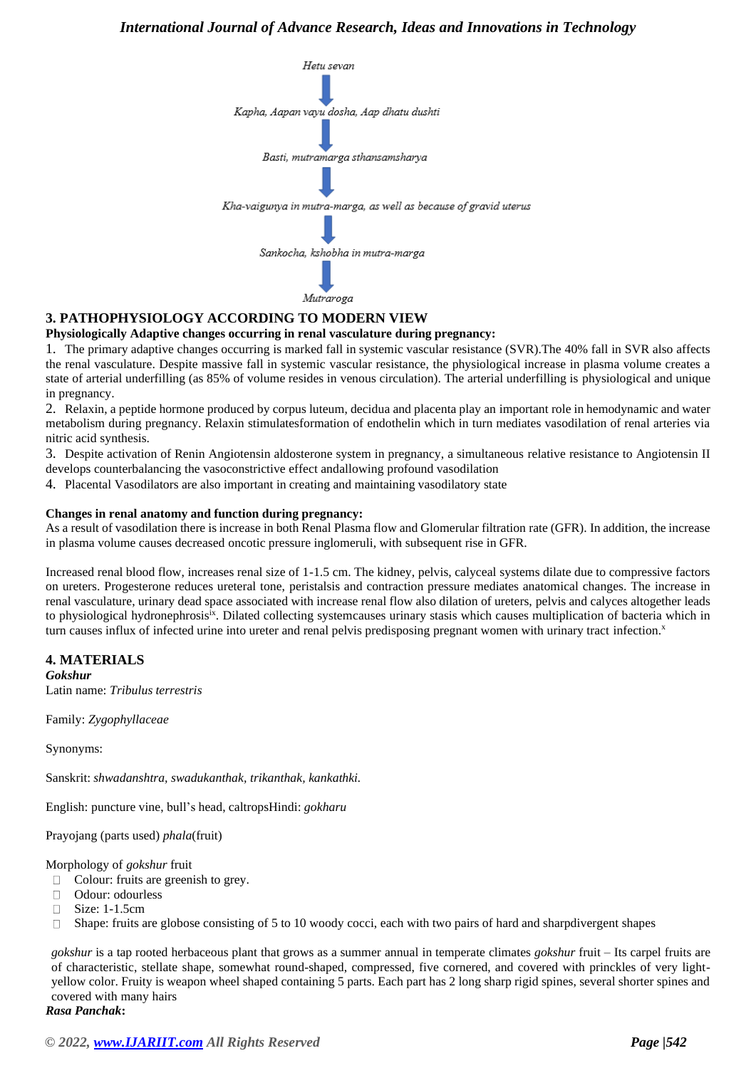Hetu sevan

↓

Kapha, Aapan vayu dosha, Aap dhatu dushti

↓

Basti, mutramarga sthansamsharya

↓

Kha-vaigunya in mutra-marga, as well as because of gravid uterus

↓

Sankocha, kshobha in mutra-marga

↓

Mutraroga

## 3. PATHOPHYSIOLOGY ACCORDING TO MODERN VIEW

**Physiologically Adaptive changes occurring in renal vasculature during pregnancy:**

1. The primary adaptive changes occurring is marked fall in systemic vascular resistance (SVR).The 40% fall in SVR also affects the renal vasculature. Despite massive fall in systemic vascular resistance, the physiological increase in plasma volume creates a state of arterial underfilling (as 85% of volume resides in venous circulation). The arterial underfilling is physiological and unique in pregnancy.
2. Relaxin, a peptide hormone produced by corpus luteum, decidua and placenta play an important role in hemodynamic and water metabolism during pregnancy. Relaxin stimulatesformation of endothelin which in turn mediates vasodilation of renal arteries via nitric acid synthesis.
3. Despite activation of Renin Angiotensin aldosterone system in pregnancy, a simultaneous relative resistance to Angiotensin II develops counterbalancing the vasoconstrictive effect andallowing profound vasodilation
4. Placental Vasodilators are also important in creating and maintaining vasodilatory state

**Changes in renal anatomy and function during pregnancy:**

As a result of vasodilation there is increase in both Renal Plasma flow and Glomerular filtration rate (GFR). In addition, the increase in plasma volume causes decreased oncotic pressure inglomeruli, with subsequent rise in GFR.

Increased renal blood flow, increases renal size of 1-1.5 cm. The kidney, pelvis, calyceal systems dilate due to compressive factors on ureters. Progesterone reduces ureteral tone, peristalsis and contraction pressure mediates anatomical changes. The increase in renal vasculature, urinary dead space associated with increase renal flow also dilation of ureters, pelvis and calyces altogether leads to physiological hydronephrosis[ix]. Dilated collecting systemcauses urinary stasis which causes multiplication of bacteria which in turn causes influx of infected urine into ureter and renal pelvis predisposing pregnant women with urinary tract infection.[x]

## 4. MATERIALS

***Gokshur***

Latin name: *Tribulus terrestris*

Family: *Zygophyllaceae*

Synonyms:

Sanskrit: *shwadanshtra, swadukanthak, trikanthak, kankathki.*

English: puncture vine, bull's head, caltropsHindi: *gokharu*

Prayojang (parts used) *phala*(fruit)

Morphology of *gokshur* fruit

- Colour: fruits are greenish to grey.
- Odour: odourless
- Size: 1-1.5cm
- Shape: fruits are globose consisting of 5 to 10 woody cocci, each with two pairs of hard and sharpdivergent shapes

*gokshur* is a tap rooted herbaceous plant that grows as a summer annual in temperate climates *gokshur* fruit – Its carpel fruits are of characteristic, stellate shape, somewhat round-shaped, compressed, five cornered, and covered with princkles of very light-yellow color. Fruity is weapon wheel shaped containing 5 parts. Each part has 2 long sharp rigid spines, several shorter spines and covered with many hairs

***Rasa Panchak*:**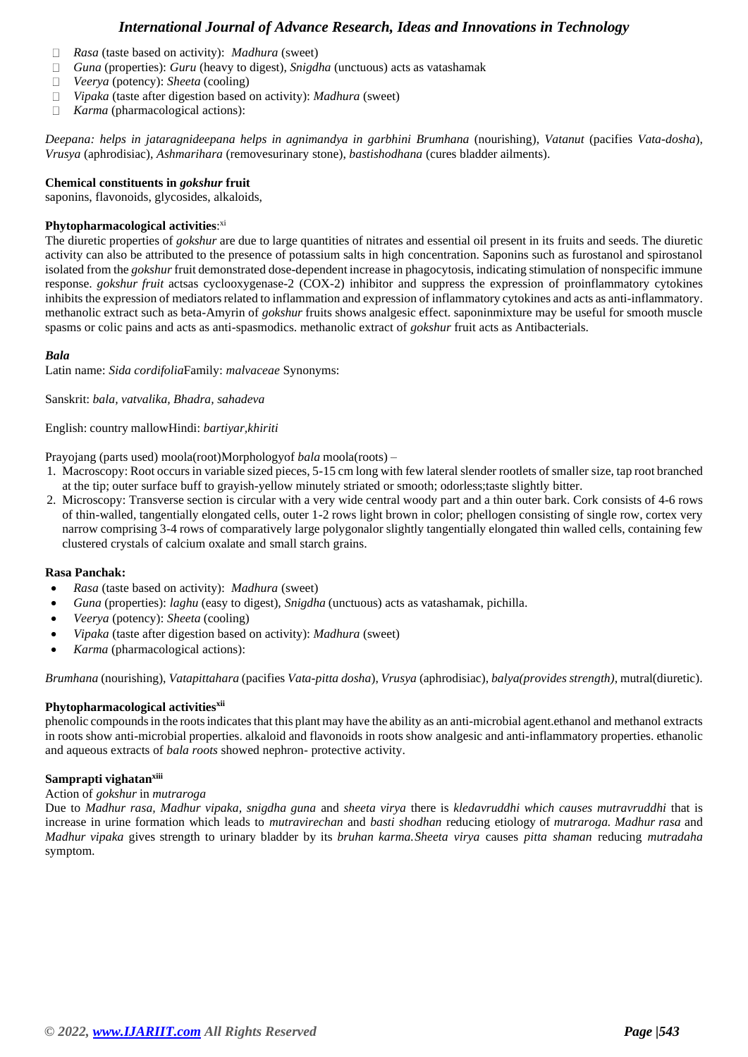- *Rasa* (taste based on activity): *Madhura* (sweet)
- *Guna* (properties): *Guru* (heavy to digest), *Snigdha* (unctuous) acts as vatashamak
- *Veerya* (potency): *Sheeta* (cooling)
- *Vipaka* (taste after digestion based on activity): *Madhura* (sweet)
- *Karma* (pharmacological actions):

*Deepana: helps in jataragnideepana helps in agnimandya in garbhini Brumhana* (nourishing), *Vatanut* (pacifies *Vata-dosha*), *Vrusya* (aphrodisiac), *Ashmarihara* (removesurinary stone), *bastishodhana* (cures bladder ailments).

**Chemical constituents in *gokshur* fruit**

saponins, flavonoids, glycosides, alkaloids,

**Phytopharmacological activities**:[xi]

The diuretic properties of *gokshur* are due to large quantities of nitrates and essential oil present in its fruits and seeds. The diuretic activity can also be attributed to the presence of potassium salts in high concentration. Saponins such as furostanol and spirostanol isolated from the *gokshur* fruit demonstrated dose-dependent increase in phagocytosis, indicating stimulation of nonspecific immune response. *gokshur fruit* actsas cyclooxygenase-2 (COX-2) inhibitor and suppress the expression of proinflammatory cytokines inhibits the expression of mediators related to inflammation and expression of inflammatory cytokines and acts as anti-inflammatory. methanolic extract such as beta-Amyrin of *gokshur* fruits shows analgesic effect. saponinmixture may be useful for smooth muscle spasms or colic pains and acts as anti-spasmodics. methanolic extract of *gokshur* fruit acts as Antibacterials.

***Bala***

Latin name: *Sida cordifolia*Family: *malvaceae* Synonyms:

Sanskrit: *bala, vatvalika, Bhadra, sahadeva*

English: country mallowHindi: *bartiyar,khiriti*

Prayojang (parts used) moola(root)Morphologyof *bala* moola(roots) –

1. Macroscopy: Root occurs in variable sized pieces, 5-15 cm long with few lateral slender rootlets of smaller size, tap root branched at the tip; outer surface buff to grayish-yellow minutely striated or smooth; odorless;taste slightly bitter.
2. Microscopy: Transverse section is circular with a very wide central woody part and a thin outer bark. Cork consists of 4-6 rows of thin-walled, tangentially elongated cells, outer 1-2 rows light brown in color; phellogen consisting of single row, cortex very narrow comprising 3-4 rows of comparatively large polygonalor slightly tangentially elongated thin walled cells, containing few clustered crystals of calcium oxalate and small starch grains.

**Rasa Panchak:**

- *Rasa* (taste based on activity): *Madhura* (sweet)
- *Guna* (properties): *laghu* (easy to digest), *Snigdha* (unctuous) acts as vatashamak, pichilla.
- *Veerya* (potency): *Sheeta* (cooling)
- *Vipaka* (taste after digestion based on activity): *Madhura* (sweet)
- *Karma* (pharmacological actions):

*Brumhana* (nourishing), *Vatapittahara* (pacifies *Vata-pitta dosha*), *Vrusya* (aphrodisiac), *balya(provides strength)*, mutral(diuretic).

**Phytopharmacological activities**[xii]

phenolic compounds in the roots indicates that this plant may have the ability as an anti-microbial agent.ethanol and methanol extracts in roots show anti-microbial properties. alkaloid and flavonoids in roots show analgesic and anti-inflammatory properties. ethanolic and aqueous extracts of *bala roots* showed nephron- protective activity.

**Samprapti vighatan**[xiii]

Action of *gokshur* in *mutraroga*

Due to *Madhur rasa, Madhur vipaka, snigdha guna* and *sheeta virya* there is *kledavruddhi which causes mutravruddhi* that is increase in urine formation which leads to *mutravirechan* and *basti shodhan* reducing etiology of *mutraroga. Madhur rasa* and *Madhur vipaka* gives strength to urinary bladder by its *bruhan karma.Sheeta virya* causes *pitta shaman* reducing *mutradaha* symptom.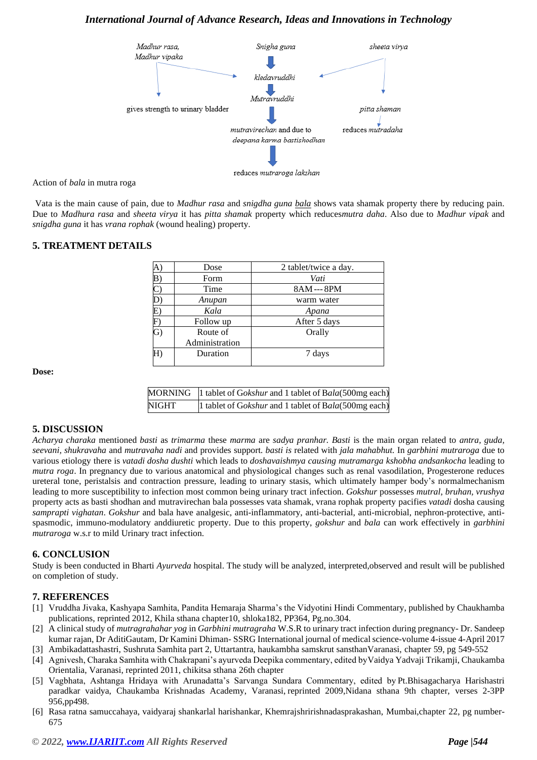Madhur rasa,
Madhur vipaka

Snigha guna

sheeta virya

kledavruddhi

Mutravruddhi

gives strength to urinary bladder

pitta shaman

mutravirechan and due to
deepana karma bastishodhan

reduces mutradaha

reduces mutraroga lakshan

Action of *bala* in mutra roga

Vata is the main cause of pain, due to *Madhur rasa* and *snigdha guna* bala shows vata shamak property there by reducing pain. Due to *Madhura rasa* and *sheeta virya* it has *pitta shamak* property which reduces*mutra daha*. Also due to *Madhur vipak* and *snigdha guna* it has *vrana rophak* (wound healing) property.

## 5. TREATMENT DETAILS

| | | |
|---|---|---|
| A) | Dose | 2 tablet/twice a day. |
| B) | Form | *Vati* |
| C) | Time | 8AM --- 8PM |
| D) | *Anupan* | warm water |
| E) | *Kala* | *Apana* |
| F) | Follow up | After 5 days |
| G) | Route of Administration | Orally |
| H) | Duration | 7 days |

**Dose:**

| | |
|---|---|
| MORNING | 1 tablet of G*okshur* and 1 tablet of B*ala*(500mg each) |
| NIGHT | 1 tablet of G*okshur* and 1 tablet of B*ala*(500mg each) |

## 5. DISCUSSION

*Acharya charaka* mentioned *basti* as *trimarma* these *marma* are *sadya pranhar. Basti* is the main organ related to *antra, guda, seevani, shukravaha* and *mutravaha nadi* and provides support. *basti is* related with *jala mahabhut.* In *garbhini mutraroga* due to various etiology there is *vatadi dosha dushti* which leads to *doshavaishmya causing mutramarga kshobha andsankocha* leading to *mutra roga*. In pregnancy due to various anatomical and physiological changes such as renal vasodilation, Progesterone reduces ureteral tone, peristalsis and contraction pressure, leading to urinary stasis, which ultimately hamper body's normalmechanism leading to more susceptibility to infection most common being urinary tract infection. *Gokshur* possesses *mutral, bruhan, vrushya* property acts as basti shodhan and mutravirechan bala possesses vata shamak, vrana rophak property pacifies *vatadi* dosha causing *samprapti vighatan*. *Gokshur* and bala have analgesic, anti-inflammatory, anti-bacterial, anti-microbial, nephron-protective, anti-spasmodic, immuno-modulatory anddiuretic property. Due to this property, *gokshur* and *bala* can work effectively in *garbhini mutraroga* w.s.r to mild Urinary tract infection.

## 6. CONCLUSION

Study is been conducted in Bharti *Ayurveda* hospital. The study will be analyzed, interpreted,observed and result will be published on completion of study.

## 7. REFERENCES

[1] Vruddha Jivaka, Kashyapa Samhita, Pandita Hemaraja Sharma's the Vidyotini Hindi Commentary, published by Chaukhamba publications, reprinted 2012, Khila sthana chapter10, shloka182, PP364, Pg.no.304.

[2] A clinical study of *mutragrahahar yog* in *Garbhini mutragraha* W.S.R to urinary tract infection during pregnancy- Dr. Sandeep kumar rajan, Dr AditiGautam, Dr Kamini Dhiman- SSRG International journal of medical science-volume 4-issue 4-April 2017

[3] Ambikadattashastri, Sushruta Samhita part 2, Uttartantra, haukambha samskrut sansthanVaranasi, chapter 59, pg 549-552

[4] Agnivesh, Charaka Samhita with Chakrapani's ayurveda Deepika commentary, edited byVaidya Yadvaji Trikamji, Chaukamba Orientalia, Varanasi, reprinted 2011, chikitsa sthana 26th chapter

[5] Vagbhata, Ashtanga Hridaya with Arunadatta's Sarvanga Sundara Commentary, edited by Pt.Bhisagacharya Harishastri paradkar vaidya, Chaukamba Krishnadas Academy, Varanasi, reprinted 2009,Nidana sthana 9th chapter, verses 2-3PP 956,pp498.

[6] Rasa ratna samuccahaya, vaidyaraj shankarlal harishankar, Khemrajshririshnadasprakashan, Mumbai,chapter 22, pg number-675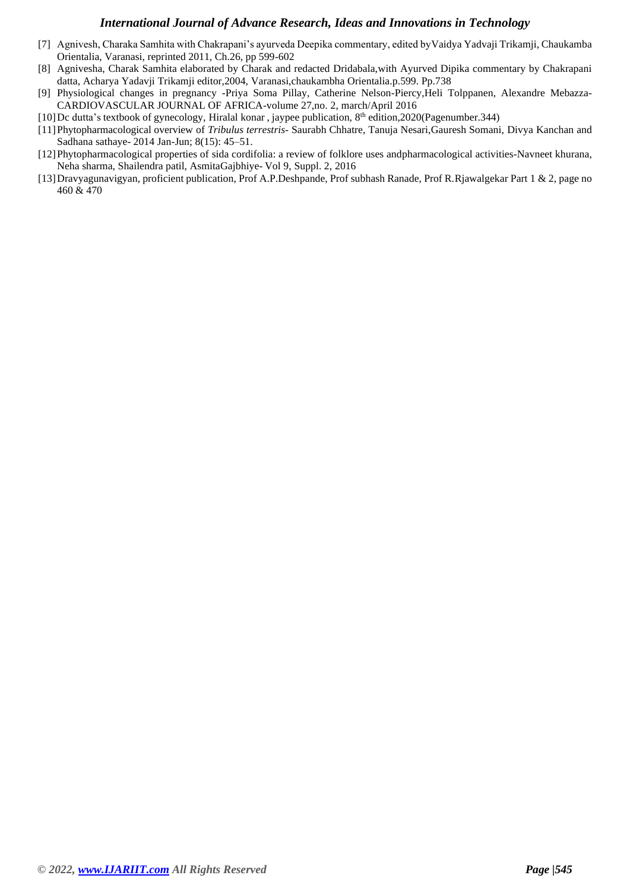[7] Agnivesh, Charaka Samhita with Chakrapani's ayurveda Deepika commentary, edited byVaidya Yadvaji Trikamji, Chaukamba Orientalia, Varanasi, reprinted 2011, Ch.26, pp 599-602

[8] Agnivesha, Charak Samhita elaborated by Charak and redacted Dridabala,with Ayurved Dipika commentary by Chakrapani datta, Acharya Yadavji Trikamji editor,2004, Varanasi,chaukambha Orientalia.p.599. Pp.738

[9] Physiological changes in pregnancy -Priya Soma Pillay, Catherine Nelson-Piercy,Heli Tolppanen, Alexandre Mebazza- CARDIOVASCULAR JOURNAL OF AFRICA-volume 27,no. 2, march/April 2016

[10] Dc dutta's textbook of gynecology, Hiralal konar , jaypee publication, 8th edition,2020(Pagenumber.344)

[11] Phytopharmacological overview of *Tribulus terrestris*- Saurabh Chhatre, Tanuja Nesari,Gauresh Somani, Divya Kanchan and Sadhana sathaye- 2014 Jan-Jun; 8(15): 45–51.

[12] Phytopharmacological properties of sida cordifolia: a review of folklore uses andpharmacological activities-Navneet khurana, Neha sharma, Shailendra patil, AsmitaGajbhiye- Vol 9, Suppl. 2, 2016

[13] Dravyagunavigyan, proficient publication, Prof A.P.Deshpande, Prof subhash Ranade, Prof R.Rjawalgekar Part 1 & 2, page no 460 & 470